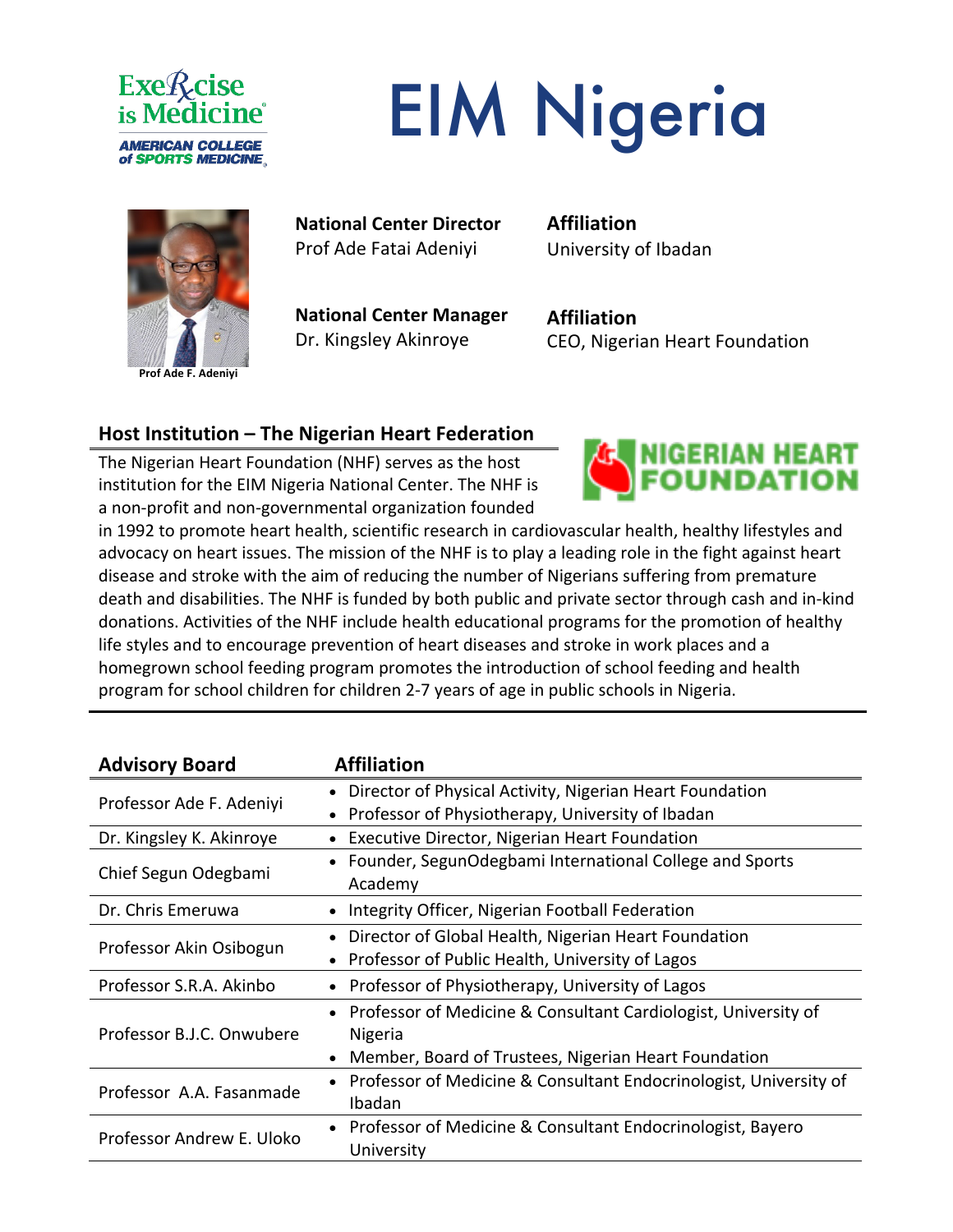# EIM Nigeria

Exercise is Medicine
AMERICAN COLLEGE of SPORTS MEDICINE

Prof Ade F. Adeniyi

**National Center Director**
Prof Ade Fatai Adeniyi

**Affiliation**
University of Ibadan

**National Center Manager**
Dr. Kingsley Akinroye

**Affiliation**
CEO, Nigerian Heart Foundation

## Host Institution – The Nigerian Heart Federation

NIGERIAN HEART FOUNDATION

The Nigerian Heart Foundation (NHF) serves as the host institution for the EIM Nigeria National Center. The NHF is a non-profit and non-governmental organization founded in 1992 to promote heart health, scientific research in cardiovascular health, healthy lifestyles and advocacy on heart issues. The mission of the NHF is to play a leading role in the fight against heart disease and stroke with the aim of reducing the number of Nigerians suffering from premature death and disabilities. The NHF is funded by both public and private sector through cash and in-kind donations. Activities of the NHF include health educational programs for the promotion of healthy life styles and to encourage prevention of heart diseases and stroke in work places and a homegrown school feeding program promotes the introduction of school feeding and health program for school children for children 2-7 years of age in public schools in Nigeria.

| Advisory Board | Affiliation |
|---|---|
| Professor Ade F. Adeniyi | • Director of Physical Activity, Nigerian Heart Foundation<br>• Professor of Physiotherapy, University of Ibadan |
| Dr. Kingsley K. Akinroye | • Executive Director, Nigerian Heart Foundation |
| Chief Segun Odegbami | • Founder, SegunOdegbami International College and Sports Academy |
| Dr. Chris Emeruwa | • Integrity Officer, Nigerian Football Federation |
| Professor Akin Osibogun | • Director of Global Health, Nigerian Heart Foundation<br>• Professor of Public Health, University of Lagos |
| Professor S.R.A. Akinbo | • Professor of Physiotherapy, University of Lagos |
| Professor B.J.C. Onwubere | • Professor of Medicine & Consultant Cardiologist, University of Nigeria<br>• Member, Board of Trustees, Nigerian Heart Foundation |
| Professor A.A. Fasanmade | • Professor of Medicine & Consultant Endocrinologist, University of Ibadan |
| Professor Andrew E. Uloko | • Professor of Medicine & Consultant Endocrinologist, Bayero University |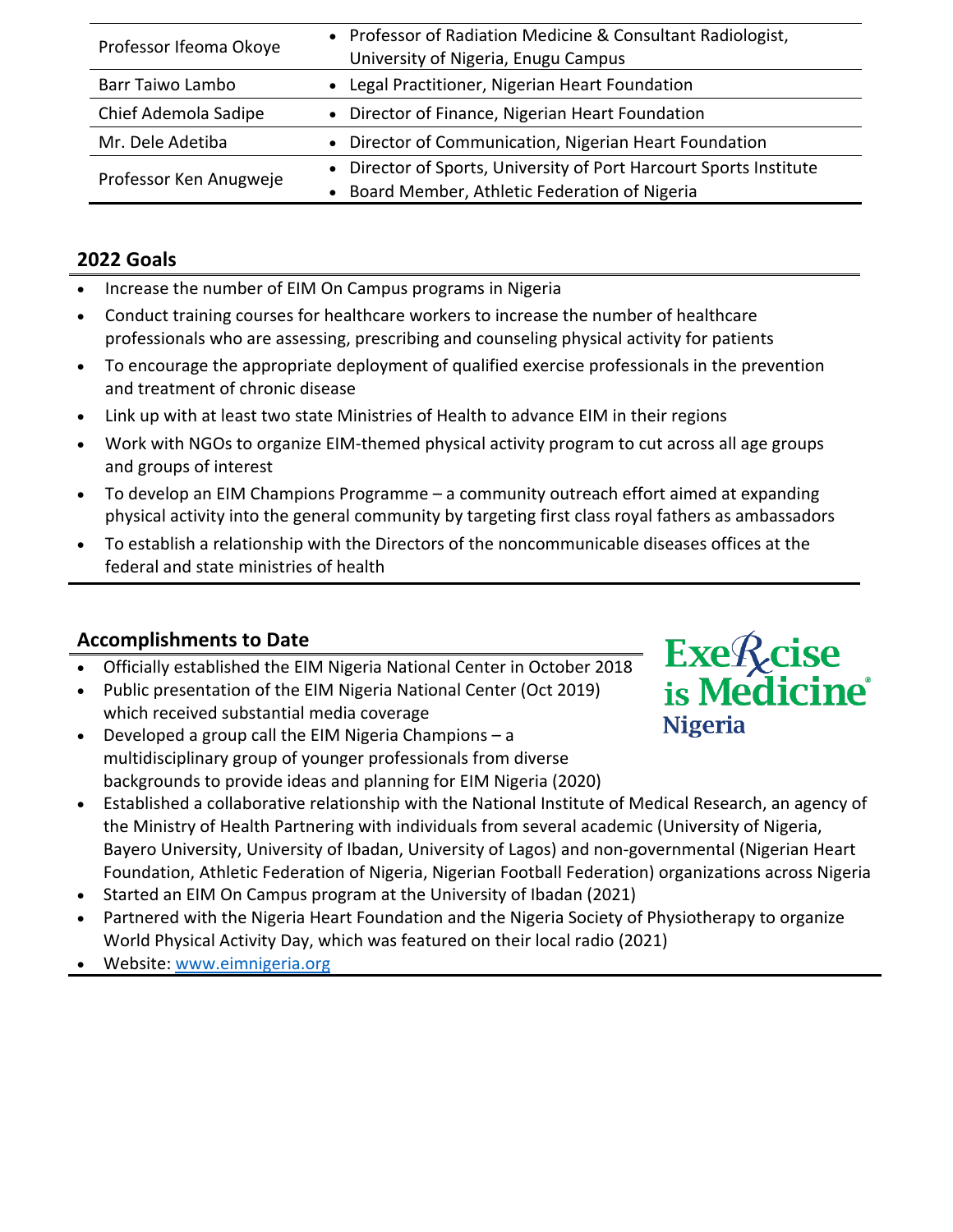| | |
|---|---|
| Professor Ifeoma Okoye | • Professor of Radiation Medicine & Consultant Radiologist, University of Nigeria, Enugu Campus |
| Barr Taiwo Lambo | • Legal Practitioner, Nigerian Heart Foundation |
| Chief Ademola Sadipe | • Director of Finance, Nigerian Heart Foundation |
| Mr. Dele Adetiba | • Director of Communication, Nigerian Heart Foundation |
| Professor Ken Anugweje | • Director of Sports, University of Port Harcourt Sports Institute<br>• Board Member, Athletic Federation of Nigeria |

## 2022 Goals

- Increase the number of EIM On Campus programs in Nigeria
- Conduct training courses for healthcare workers to increase the number of healthcare professionals who are assessing, prescribing and counseling physical activity for patients
- To encourage the appropriate deployment of qualified exercise professionals in the prevention and treatment of chronic disease
- Link up with at least two state Ministries of Health to advance EIM in their regions
- Work with NGOs to organize EIM-themed physical activity program to cut across all age groups and groups of interest
- To develop an EIM Champions Programme – a community outreach effort aimed at expanding physical activity into the general community by targeting first class royal fathers as ambassadors
- To establish a relationship with the Directors of the noncommunicable diseases offices at the federal and state ministries of health

## Accomplishments to Date

Exercise is Medicine® Nigeria

- Officially established the EIM Nigeria National Center in October 2018
- Public presentation of the EIM Nigeria National Center (Oct 2019) which received substantial media coverage
- Developed a group call the EIM Nigeria Champions – a multidisciplinary group of younger professionals from diverse backgrounds to provide ideas and planning for EIM Nigeria (2020)
- Established a collaborative relationship with the National Institute of Medical Research, an agency of the Ministry of Health Partnering with individuals from several academic (University of Nigeria, Bayero University, University of Ibadan, University of Lagos) and non-governmental (Nigerian Heart Foundation, Athletic Federation of Nigeria, Nigerian Football Federation) organizations across Nigeria
- Started an EIM On Campus program at the University of Ibadan (2021)
- Partnered with the Nigeria Heart Foundation and the Nigeria Society of Physiotherapy to organize World Physical Activity Day, which was featured on their local radio (2021)
- Website: [www.eimnigeria.org](http://www.eimnigeria.org)